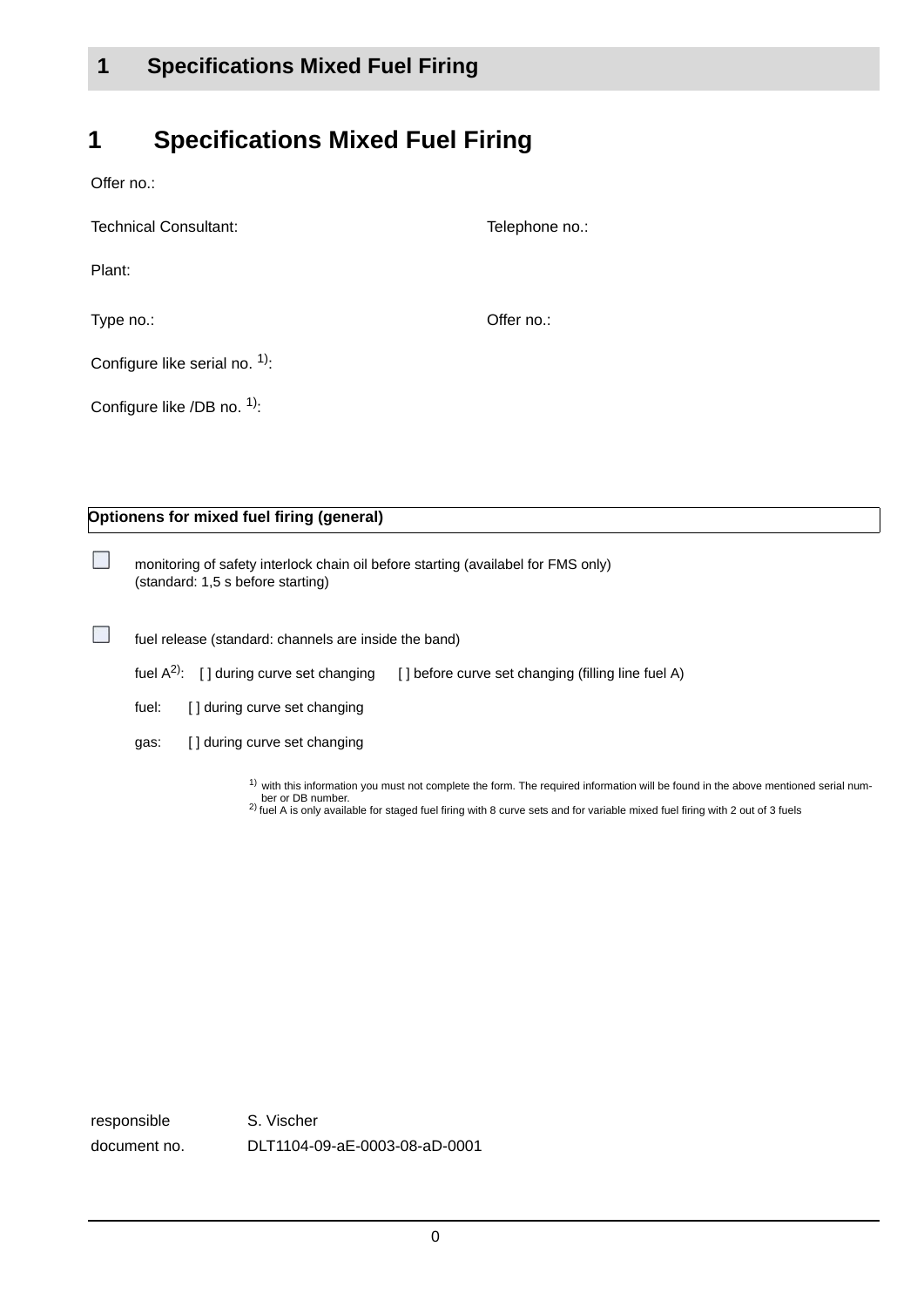# 1 Specifications Mixed Fuel Firing

## 1 Specifications Mixed Fuel Firing

Offer no.:

Technical Consultant: Telephone no.:

Plant:

Type no.: Offer no.:

Configure like serial no. [1]:

Configure like /DB no. [1]:

**Optionens for mixed fuel firing (general)**

☐ monitoring of safety interlock chain oil before starting (availabel for FMS only)
(standard: 1,5 s before starting)

☐ fuel release (standard: channels are inside the band)

fuel A[2]: [ ] during curve set changing [ ] before curve set changing (filling line fuel A)

fuel: [ ] during curve set changing

gas: [ ] during curve set changing

[1] with this information you must not complete the form. The required information will be found in the above mentioned serial number or DB number.
[2] fuel A is only available for staged fuel firing with 8 curve sets and for variable mixed fuel firing with 2 out of 3 fuels

responsible S. Vischer
document no. DLT1104-09-aE-0003-08-aD-0001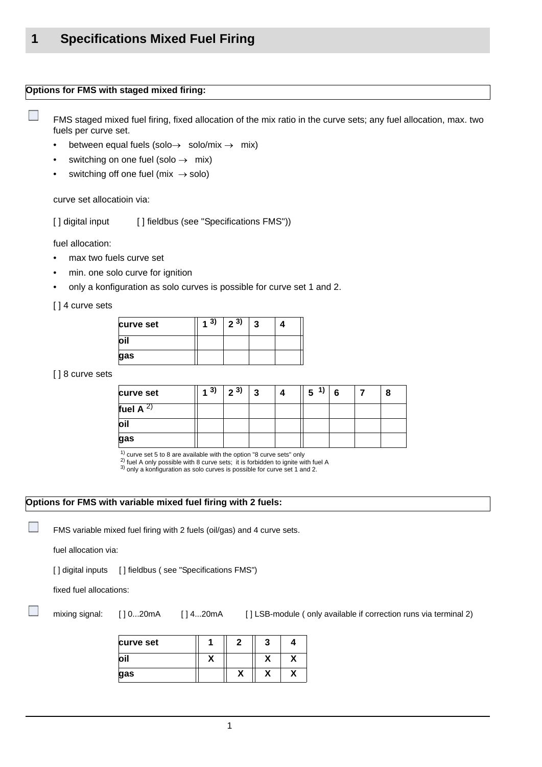# 1 Specifications Mixed Fuel Firing

**Options for FMS with staged mixed firing:**

☐ FMS staged mixed fuel firing, fixed allocation of the mix ratio in the curve sets; any fuel allocation, max. two fuels per curve set.

- between equal fuels (solo→ solo/mix → mix)
- switching on one fuel (solo → mix)
- switching off one fuel (mix → solo)

curve set allocatioin via:

[ ] digital input [ ] fieldbus (see "Specifications FMS"))

fuel allocation:

- max two fuels curve set
- min. one solo curve for ignition
- only a konfiguration as solo curves is possible for curve set 1 and 2.

[ ] 4 curve sets

| curve set | 1 [3] | 2 [3] | 3 | 4 |
|---|---|---|---|---|
| oil | | | | |
| gas | | | | |

[ ] 8 curve sets

| curve set | 1 [3] | 2 [3] | 3 | 4 | 5 [1] | 6 | 7 | 8 |
|---|---|---|---|---|---|---|---|---|
| fuel A [2] | | | | | | | | |
| oil | | | | | | | | |
| gas | | | | | | | | |

[1] curve set 5 to 8 are available with the option "8 curve sets" only
[2] fuel A only possible with 8 curve sets; it is forbidden to ignite with fuel A
[3] only a konfiguration as solo curves is possible for curve set 1 and 2.

**Options for FMS with variable mixed fuel firing with 2 fuels:**

☐ FMS variable mixed fuel firing with 2 fuels (oil/gas) and 4 curve sets.

fuel allocation via:

[ ] digital inputs [ ] fieldbus ( see "Specifications FMS")

fixed fuel allocations:

☐ mixing signal: [ ] 0...20mA [ ] 4...20mA [ ] LSB-module ( only available if correction runs via terminal 2)

| curve set | 1 | 2 | 3 | 4 |
|---|---|---|---|---|
| oil | X | | X | X |
| gas | | X | X | X |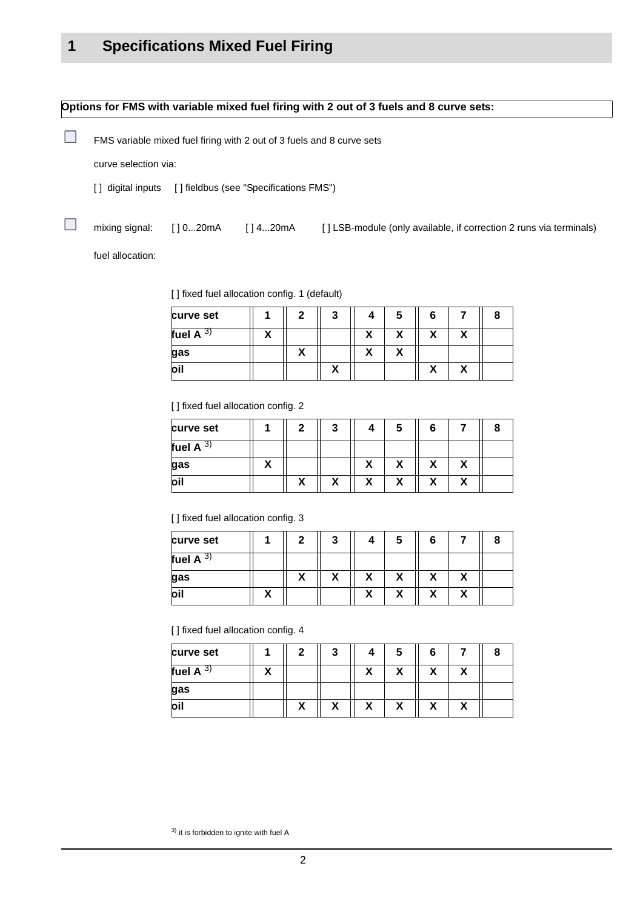# 1 Specifications Mixed Fuel Firing

**Options for FMS with variable mixed fuel firing with 2 out of 3 fuels and 8 curve sets:**

☐ FMS variable mixed fuel firing with 2 out of 3 fuels and 8 curve sets

curve selection via:

[ ] digital inputs [ ] fieldbus (see "Specifications FMS")

☐ mixing signal: [ ] 0...20mA [ ] 4...20mA [ ] LSB-module (only available, if correction 2 runs via terminals)

fuel allocation:

[ ] fixed fuel allocation config. 1 (default)

| curve set | 1 | 2 | 3 | 4 | 5 | 6 | 7 | 8 |
|---|---|---|---|---|---|---|---|---|
| fuel A [3] | X | | | X | X | X | X | |
| gas | | X | | X | X | | | |
| oil | | | X | | | X | X | |

[ ] fixed fuel allocation config. 2

| curve set | 1 | 2 | 3 | 4 | 5 | 6 | 7 | 8 |
|---|---|---|---|---|---|---|---|---|
| fuel A [3] | | | | | | | | |
| gas | X | | | X | X | X | X | |
| oil | | X | X | X | X | X | X | |

[ ] fixed fuel allocation config. 3

| curve set | 1 | 2 | 3 | 4 | 5 | 6 | 7 | 8 |
|---|---|---|---|---|---|---|---|---|
| fuel A [3] | | | | | | | | |
| gas | | X | X | X | X | X | X | |
| oil | X | | | X | X | X | X | |

[ ] fixed fuel allocation config. 4

| curve set | 1 | 2 | 3 | 4 | 5 | 6 | 7 | 8 |
|---|---|---|---|---|---|---|---|---|
| fuel A [3] | X | | | X | X | X | X | |
| gas | | | | | | | | |
| oil | | X | X | X | X | X | X | |

[3] it is forbidden to ignite with fuel A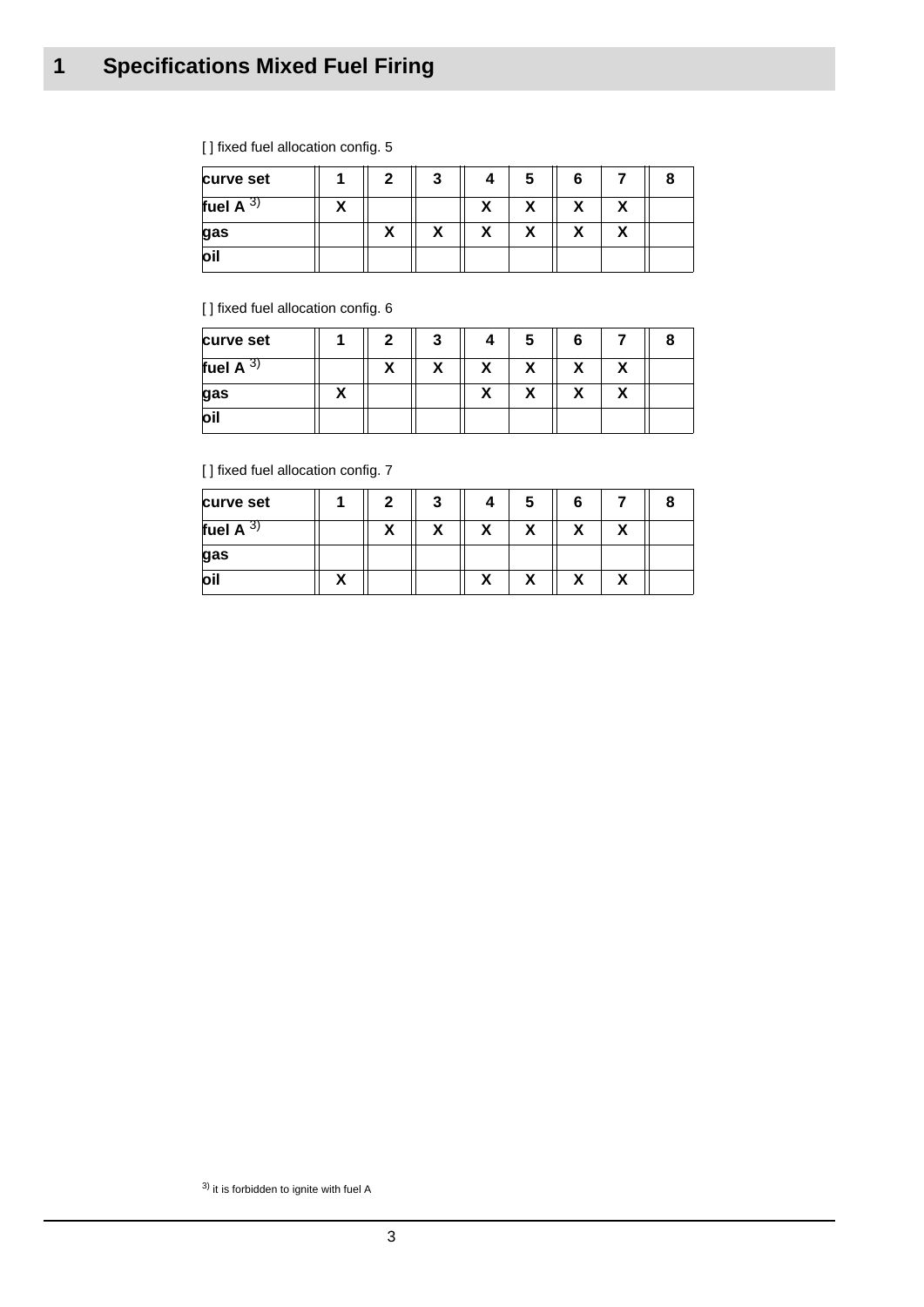# 1 Specifications Mixed Fuel Firing

[ ] fixed fuel allocation config. 5

| curve set | 1 | 2 | 3 | 4 | 5 | 6 | 7 | 8 |
|---|---|---|---|---|---|---|---|---|
| fuel A [3] | X | | | X | X | X | X | |
| gas | | X | X | X | X | X | X | |
| oil | | | | | | | | |

[ ] fixed fuel allocation config. 6

| curve set | 1 | 2 | 3 | 4 | 5 | 6 | 7 | 8 |
|---|---|---|---|---|---|---|---|---|
| fuel A [3] | | X | X | X | X | X | X | |
| gas | X | | | X | X | X | X | |
| oil | | | | | | | | |

[ ] fixed fuel allocation config. 7

| curve set | 1 | 2 | 3 | 4 | 5 | 6 | 7 | 8 |
|---|---|---|---|---|---|---|---|---|
| fuel A [3] | | X | X | X | X | X | X | |
| gas | | | | | | | | |
| oil | X | | | X | X | X | X | |

[3] it is forbidden to ignite with fuel A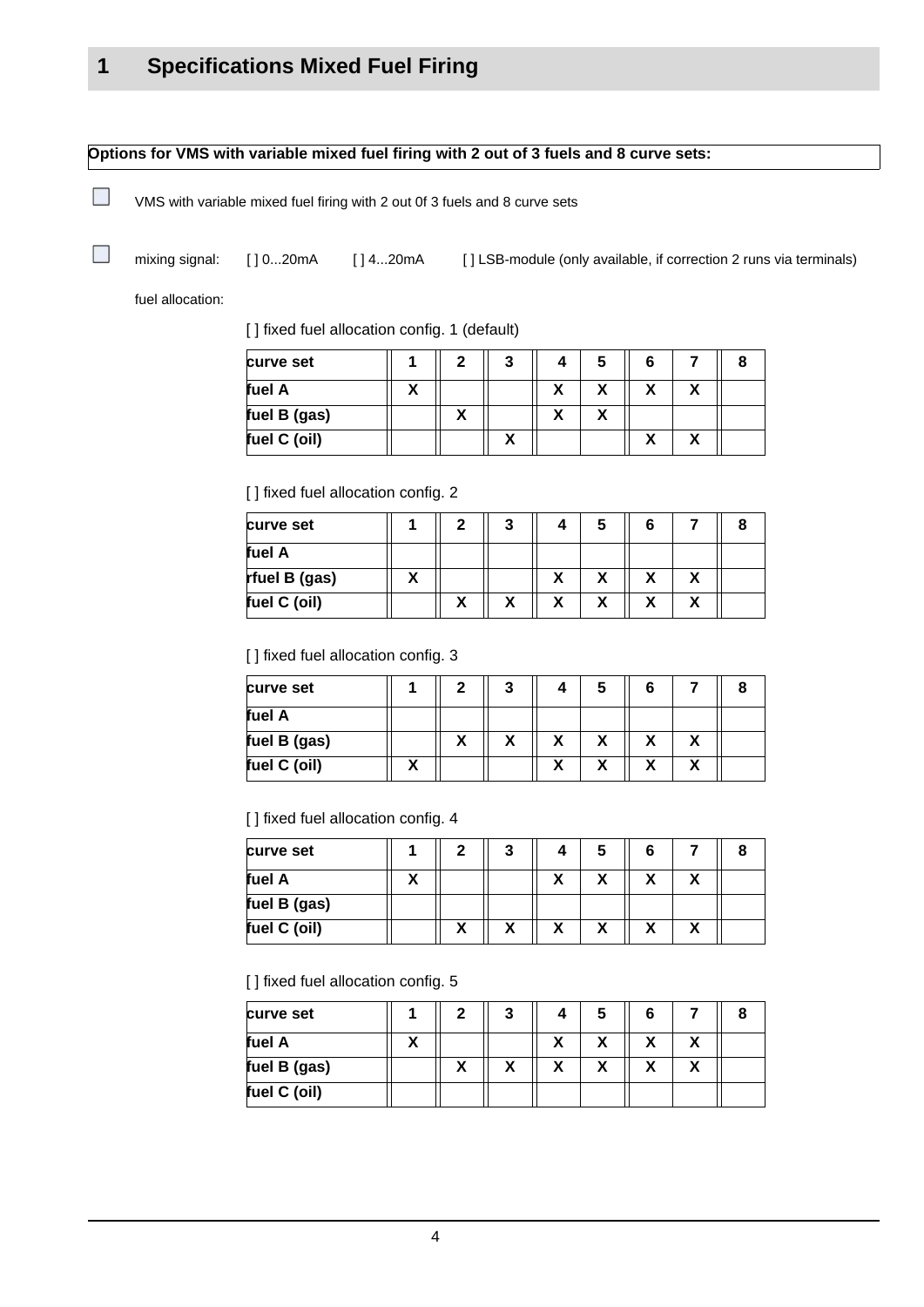# 1 Specifications Mixed Fuel Firing

**Options for VMS with variable mixed fuel firing with 2 out of 3 fuels and 8 curve sets:**

☐ VMS with variable mixed fuel firing with 2 out 0f 3 fuels and 8 curve sets

☐ mixing signal: [ ] 0...20mA [ ] 4...20mA [ ] LSB-module (only available, if correction 2 runs via terminals)

fuel allocation:

[ ] fixed fuel allocation config. 1 (default)

| curve set | 1 | 2 | 3 | 4 | 5 | 6 | 7 | 8 |
|---|---|---|---|---|---|---|---|---|
| fuel A | X | | | X | X | X | X | |
| fuel B (gas) | | X | | X | X | | | |
| fuel C (oil) | | | X | | | X | X | |

[ ] fixed fuel allocation config. 2

| curve set | 1 | 2 | 3 | 4 | 5 | 6 | 7 | 8 |
|---|---|---|---|---|---|---|---|---|
| fuel A | | | | | | | | |
| rfuel B (gas) | X | | | X | X | X | X | |
| fuel C (oil) | | X | X | X | X | X | X | |

[ ] fixed fuel allocation config. 3

| curve set | 1 | 2 | 3 | 4 | 5 | 6 | 7 | 8 |
|---|---|---|---|---|---|---|---|---|
| fuel A | | | | | | | | |
| fuel B (gas) | | X | X | X | X | X | X | |
| fuel C (oil) | X | | | X | X | X | X | |

[ ] fixed fuel allocation config. 4

| curve set | 1 | 2 | 3 | 4 | 5 | 6 | 7 | 8 |
|---|---|---|---|---|---|---|---|---|
| fuel A | X | | | X | X | X | X | |
| fuel B (gas) | | | | | | | | |
| fuel C (oil) | | X | X | X | X | X | X | |

[ ] fixed fuel allocation config. 5

| curve set | 1 | 2 | 3 | 4 | 5 | 6 | 7 | 8 |
|---|---|---|---|---|---|---|---|---|
| fuel A | X | | | X | X | X | X | |
| fuel B (gas) | | X | X | X | X | X | X | |
| fuel C (oil) | | | | | | | | |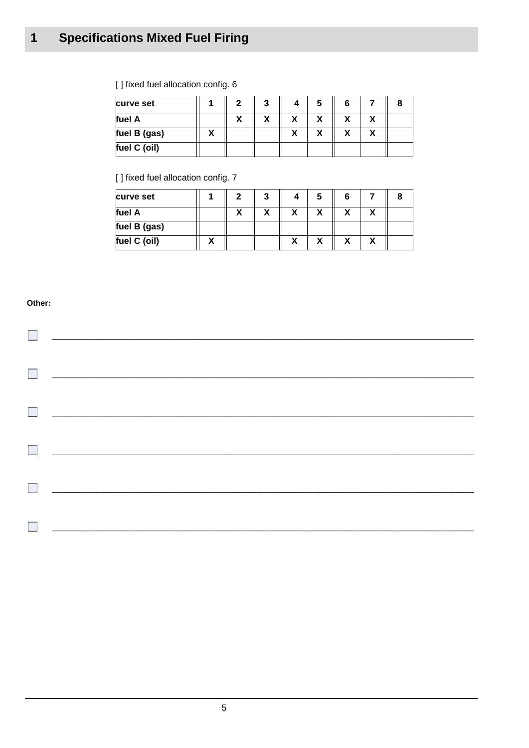# 1 Specifications Mixed Fuel Firing

[ ] fixed fuel allocation config. 6

| curve set | 1 | 2 | 3 | 4 | 5 | 6 | 7 | 8 |
|---|---|---|---|---|---|---|---|---|
| fuel A | | X | X | X | X | X | X | |
| fuel B (gas) | X | | | X | X | X | X | |
| fuel C (oil) | | | | | | | | |

[ ] fixed fuel allocation config. 7

| curve set | 1 | 2 | 3 | 4 | 5 | 6 | 7 | 8 |
|---|---|---|---|---|---|---|---|---|
| fuel A | | X | X | X | X | X | X | |
| fuel B (gas) | | | | | | | | |
| fuel C (oil) | X | | | X | X | X | X | |

**Other:**

- [ ] ___________________________________________________________________________
- [ ] ___________________________________________________________________________
- [ ] ___________________________________________________________________________
- [ ] ___________________________________________________________________________
- [ ] ___________________________________________________________________________
- [ ] ___________________________________________________________________________